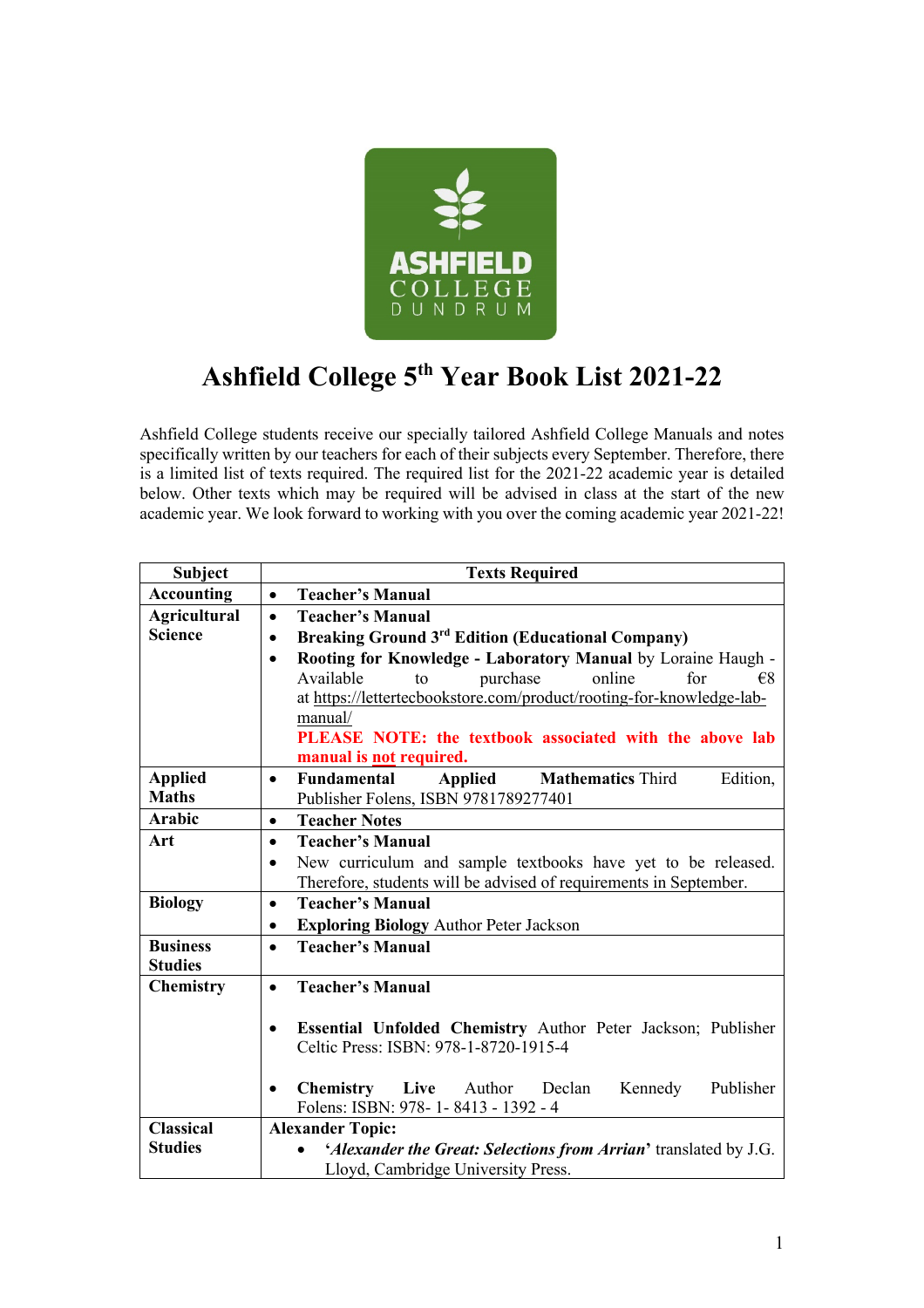# Ashfield College 5th Year Book List 2021-22

Ashfield College students receive our specially tailored Ashfield College Manuals and notes specifically written by our teachers for each of their subjects every September. Therefore, there is a limited list of texts required. The required list for the 2021-22 academic year is detailed below. Other texts which may be required will be advised in class at the start of the new academic year. We look forward to working with you over the coming academic year 2021-22!

| Subject | Texts Required |
|---|---|
| **Accounting** | • **Teacher's Manual** |
| **Agricultural Science** | • **Teacher's Manual**<br>• **Breaking Ground 3rd Edition (Educational Company)**<br>• **Rooting for Knowledge - Laboratory Manual** by Loraine Haugh - Available to purchase online for €8 at https://lettertecbookstore.com/product/rooting-for-knowledge-lab-manual/<br>**PLEASE NOTE: the textbook associated with the above lab manual is not required.** |
| **Applied Maths** | • **Fundamental Applied Mathematics** Third Edition, Publisher Folens, ISBN 9781789277401 |
| **Arabic** | • **Teacher Notes** |
| **Art** | • **Teacher's Manual**<br>• New curriculum and sample textbooks have yet to be released. Therefore, students will be advised of requirements in September. |
| **Biology** | • **Teacher's Manual**<br>• **Exploring Biology** Author Peter Jackson |
| **Business Studies** | • **Teacher's Manual** |
| **Chemistry** | • **Teacher's Manual**<br>• **Essential Unfolded Chemistry** Author Peter Jackson; Publisher Celtic Press: ISBN: 978-1-8720-1915-4<br>• **Chemistry Live** Author Declan Kennedy Publisher Folens: ISBN: 978- 1- 8413 - 1392 - 4 |
| **Classical Studies** | **Alexander Topic:**<br>• **'*Alexander the Great: Selections from Arrian*'** translated by J.G. Lloyd, Cambridge University Press. |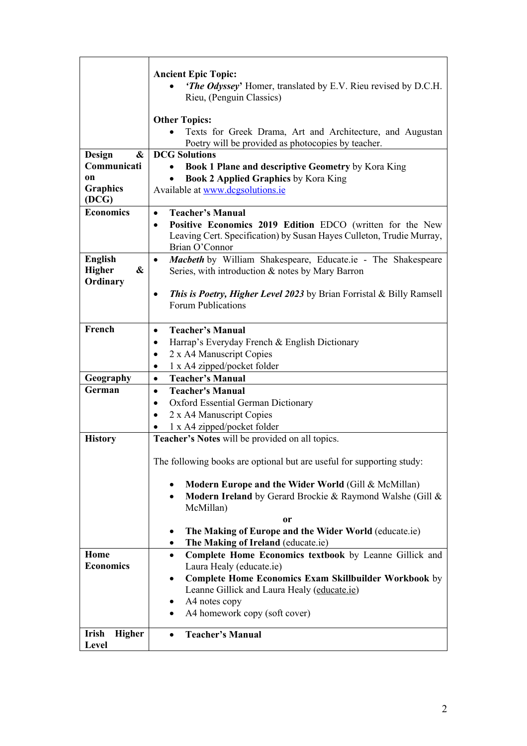| | |
|---|---|
| | **Ancient Epic Topic:**<br>• ***'The Odyssey*'** Homer, translated by E.V. Rieu revised by D.C.H. Rieu, (Penguin Classics)<br><br>**Other Topics:**<br>• Texts for Greek Drama, Art and Architecture, and Augustan Poetry will be provided as photocopies by teacher. |
| **Design & Communication Graphics (DCG)** | **DCG Solutions**<br>• **Book 1 Plane and descriptive Geometry** by Kora King<br>• **Book 2 Applied Graphics** by Kora King<br>Available at www.dcgsolutions.ie |
| **Economics** | • **Teacher's Manual**<br>• **Positive Economics 2019 Edition** EDCO (written for the New Leaving Cert. Specification) by Susan Hayes Culleton, Trudie Murray, Brian O'Connor |
| **English Higher & Ordinary** | • ***Macbeth*** by William Shakespeare, Educate.ie - The Shakespeare Series, with introduction & notes by Mary Barron<br><br>• ***This is Poetry, Higher Level 2023*** by Brian Forristal & Billy Ramsell Forum Publications |
| **French** | • **Teacher's Manual**<br>• Harrap's Everyday French & English Dictionary<br>• 2 x A4 Manuscript Copies<br>• 1 x A4 zipped/pocket folder |
| **Geography** | • **Teacher's Manual** |
| **German** | • **Teacher's Manual**<br>• Oxford Essential German Dictionary<br>• 2 x A4 Manuscript Copies<br>• 1 x A4 zipped/pocket folder |
| **History** | **Teacher's Notes** will be provided on all topics.<br><br>The following books are optional but are useful for supporting study:<br><br>• **Modern Europe and the Wider World** (Gill & McMillan)<br>• **Modern Ireland** by Gerard Brockie & Raymond Walshe (Gill & McMillan)<br>**or**<br>• **The Making of Europe and the Wider World** (educate.ie)<br>• **The Making of Ireland** (educate.ie) |
| **Home Economics** | • **Complete Home Economics textbook** by Leanne Gillick and Laura Healy (educate.ie)<br>• **Complete Home Economics Exam Skillbuilder Workbook** by Leanne Gillick and Laura Healy (educate.ie)<br>• A4 notes copy<br>• A4 homework copy (soft cover) |
| **Irish Higher Level** | • **Teacher's Manual** |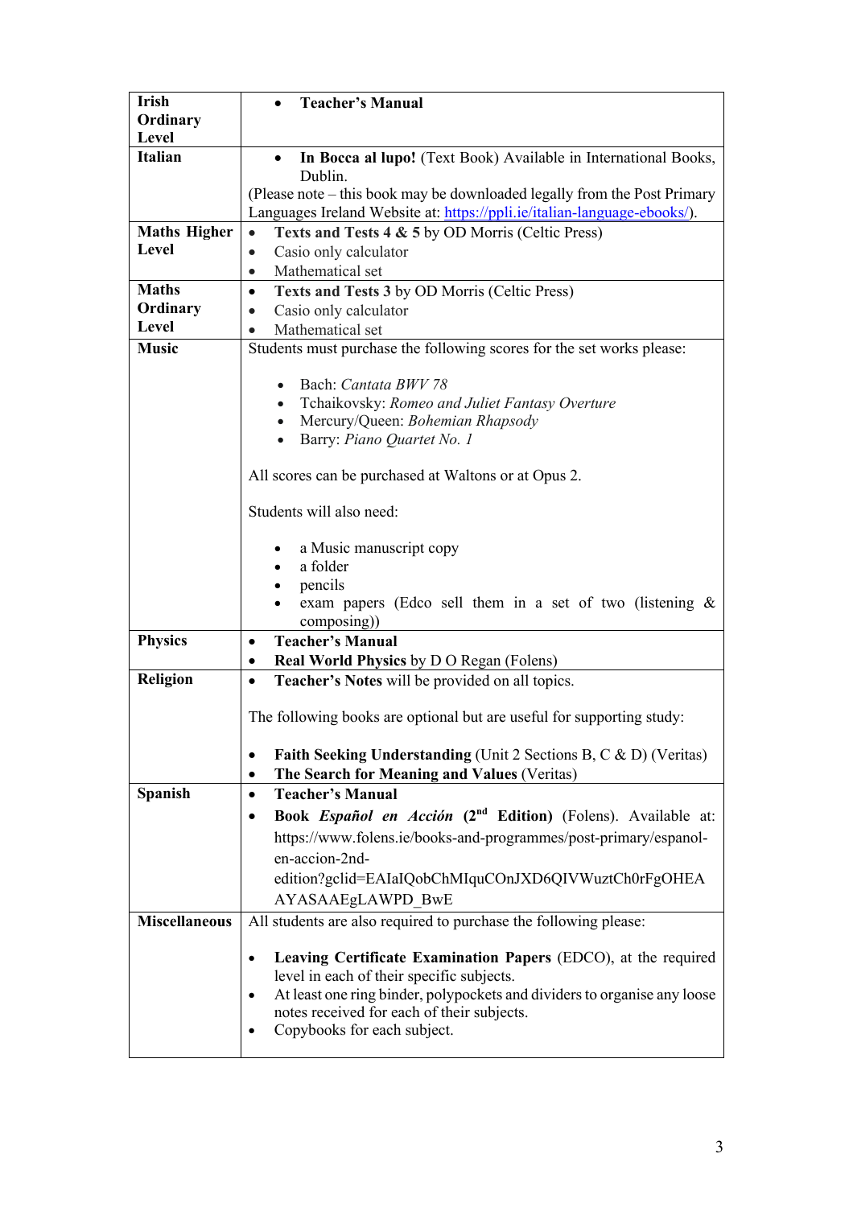| | |
|---|---|
| **Irish Ordinary Level** | • **Teacher's Manual** |
| **Italian** | • **In Bocca al lupo!** (Text Book) Available in International Books, Dublin.<br>(Please note – this book may be downloaded legally from the Post Primary Languages Ireland Website at: https://ppli.ie/italian-language-ebooks/). |
| **Maths Higher Level** | • **Texts and Tests 4 & 5** by OD Morris (Celtic Press)<br>• Casio only calculator<br>• Mathematical set |
| **Maths Ordinary Level** | • **Texts and Tests 3** by OD Morris (Celtic Press)<br>• Casio only calculator<br>• Mathematical set |
| **Music** | Students must purchase the following scores for the set works please:<br>• Bach: *Cantata BWV 78*<br>• Tchaikovsky: *Romeo and Juliet Fantasy Overture*<br>• Mercury/Queen: *Bohemian Rhapsody*<br>• Barry: *Piano Quartet No. 1*<br>All scores can be purchased at Waltons or at Opus 2.<br>Students will also need:<br>• a Music manuscript copy<br>• a folder<br>• pencils<br>• exam papers (Edco sell them in a set of two (listening & composing)) |
| **Physics** | • **Teacher's Manual**<br>• **Real World Physics** by D O Regan (Folens) |
| **Religion** | • **Teacher's Notes** will be provided on all topics.<br>The following books are optional but are useful for supporting study:<br>• **Faith Seeking Understanding** (Unit 2 Sections B, C & D) (Veritas)<br>• **The Search for Meaning and Values** (Veritas) |
| **Spanish** | • **Teacher's Manual**<br>• **Book *Español en Acción* (2nd Edition)** (Folens). Available at: https://www.folens.ie/books-and-programmes/post-primary/espanol-en-accion-2nd-edition?gclid=EAIaIQobChMIquCOnJXD6QIVWuztCh0rFgOHEAAYASAAEgLAWPD_BwE |
| **Miscellaneous** | All students are also required to purchase the following please:<br>• **Leaving Certificate Examination Papers** (EDCO), at the required level in each of their specific subjects.<br>• At least one ring binder, polypockets and dividers to organise any loose notes received for each of their subjects.<br>• Copybooks for each subject. |